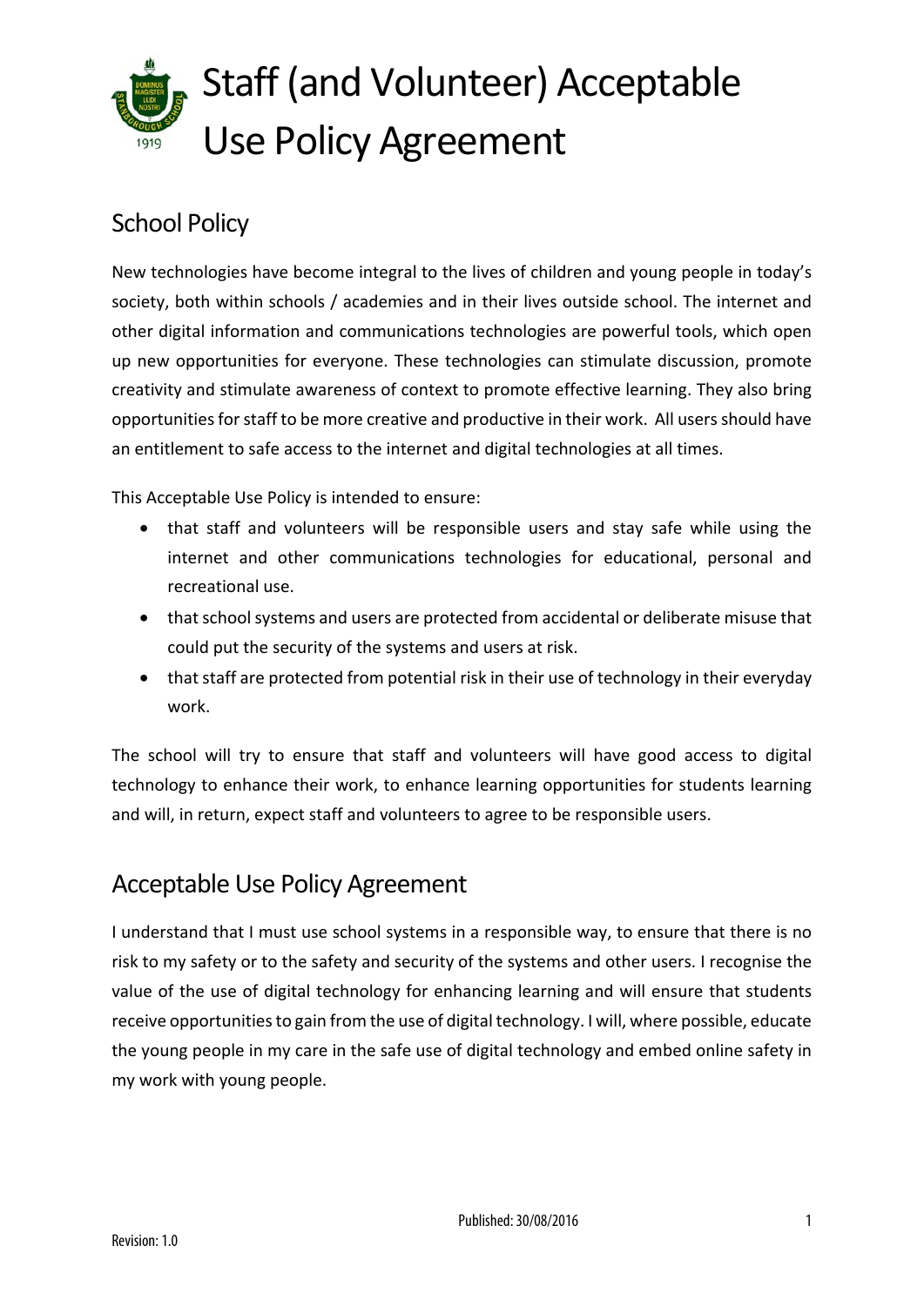# Staff (and Volunteer) Acceptable Use Policy Agreement

## School Policy

New technologies have become integral to the lives of children and young people in today's society, both within schools / academies and in their lives outside school. The internet and other digital information and communications technologies are powerful tools, which open up new opportunities for everyone. These technologies can stimulate discussion, promote creativity and stimulate awareness of context to promote effective learning. They also bring opportunities for staff to be more creative and productive in their work. All users should have an entitlement to safe access to the internet and digital technologies at all times.

This Acceptable Use Policy is intended to ensure:

- that staff and volunteers will be responsible users and stay safe while using the internet and other communications technologies for educational, personal and recreational use.
- that school systems and users are protected from accidental or deliberate misuse that could put the security of the systems and users at risk.
- that staff are protected from potential risk in their use of technology in their everyday work.

The school will try to ensure that staff and volunteers will have good access to digital technology to enhance their work, to enhance learning opportunities for students learning and will, in return, expect staff and volunteers to agree to be responsible users.

## Acceptable Use Policy Agreement

I understand that I must use school systems in a responsible way, to ensure that there is no risk to my safety or to the safety and security of the systems and other users. I recognise the value of the use of digital technology for enhancing learning and will ensure that students receive opportunities to gain from the use of digital technology. I will, where possible, educate the young people in my care in the safe use of digital technology and embed online safety in my work with young people.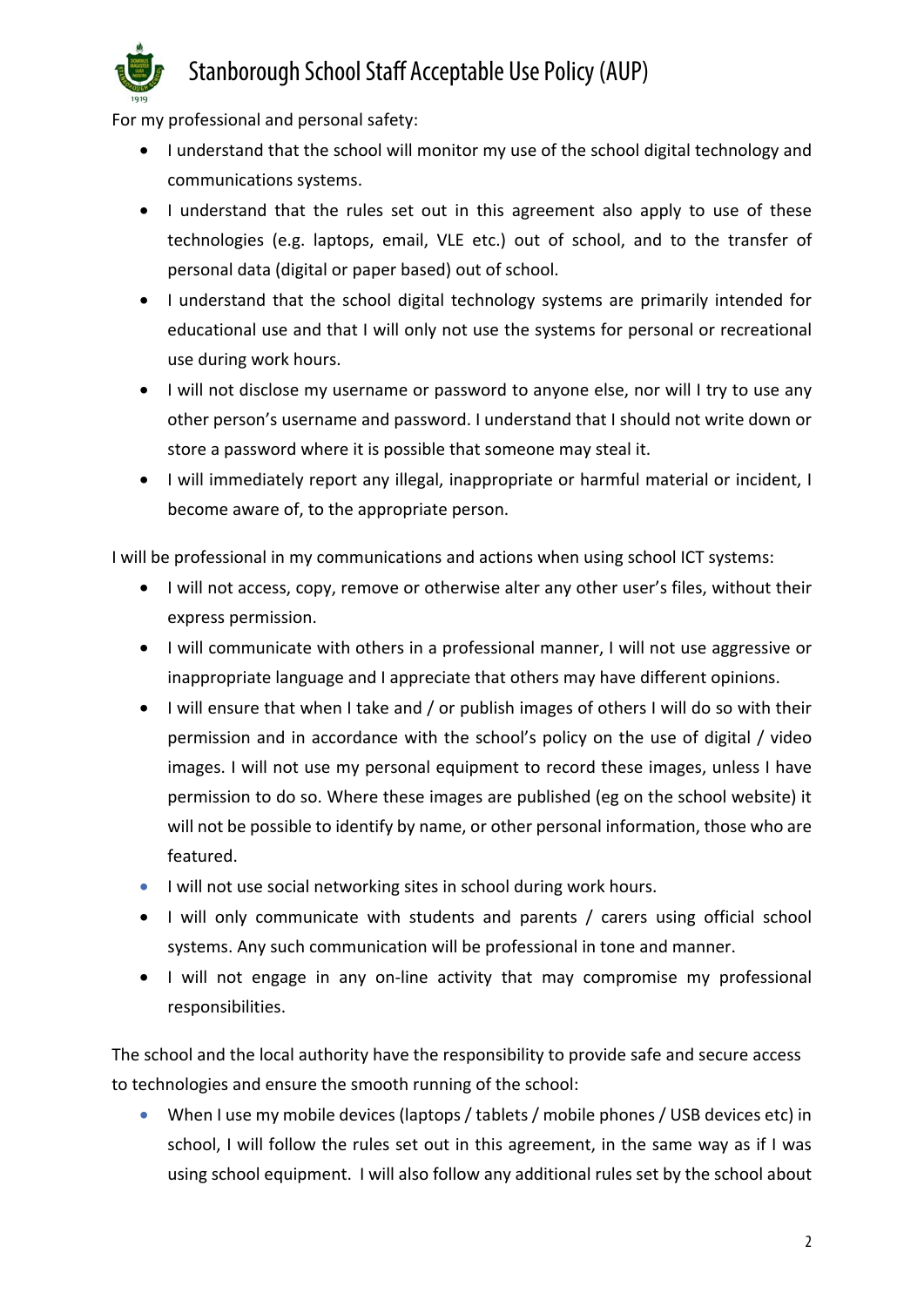For my professional and personal safety:

- I understand that the school will monitor my use of the school digital technology and communications systems.
- I understand that the rules set out in this agreement also apply to use of these technologies (e.g. laptops, email, VLE etc.) out of school, and to the transfer of personal data (digital or paper based) out of school.
- I understand that the school digital technology systems are primarily intended for educational use and that I will only not use the systems for personal or recreational use during work hours.
- I will not disclose my username or password to anyone else, nor will I try to use any other person's username and password. I understand that I should not write down or store a password where it is possible that someone may steal it.
- I will immediately report any illegal, inappropriate or harmful material or incident, I become aware of, to the appropriate person.

I will be professional in my communications and actions when using school ICT systems:

- I will not access, copy, remove or otherwise alter any other user's files, without their express permission.
- I will communicate with others in a professional manner, I will not use aggressive or inappropriate language and I appreciate that others may have different opinions.
- I will ensure that when I take and / or publish images of others I will do so with their permission and in accordance with the school's policy on the use of digital / video images. I will not use my personal equipment to record these images, unless I have permission to do so. Where these images are published (eg on the school website) it will not be possible to identify by name, or other personal information, those who are featured.
- I will not use social networking sites in school during work hours.
- I will only communicate with students and parents / carers using official school systems. Any such communication will be professional in tone and manner.
- I will not engage in any on-line activity that may compromise my professional responsibilities.

The school and the local authority have the responsibility to provide safe and secure access to technologies and ensure the smooth running of the school:

- When I use my mobile devices (laptops / tablets / mobile phones / USB devices etc) in school, I will follow the rules set out in this agreement, in the same way as if I was using school equipment. I will also follow any additional rules set by the school about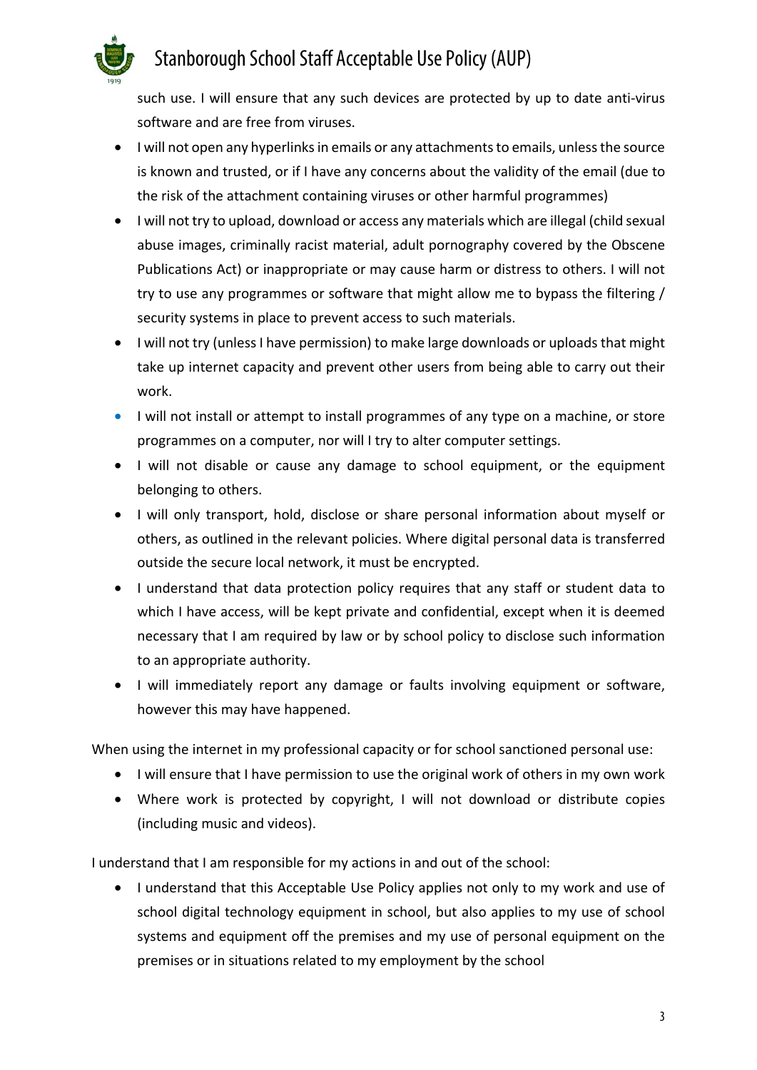such use. I will ensure that any such devices are protected by up to date anti-virus software and are free from viruses.

- I will not open any hyperlinks in emails or any attachments to emails, unless the source is known and trusted, or if I have any concerns about the validity of the email (due to the risk of the attachment containing viruses or other harmful programmes)
- I will not try to upload, download or access any materials which are illegal (child sexual abuse images, criminally racist material, adult pornography covered by the Obscene Publications Act) or inappropriate or may cause harm or distress to others. I will not try to use any programmes or software that might allow me to bypass the filtering / security systems in place to prevent access to such materials.
- I will not try (unless I have permission) to make large downloads or uploads that might take up internet capacity and prevent other users from being able to carry out their work.
- I will not install or attempt to install programmes of any type on a machine, or store programmes on a computer, nor will I try to alter computer settings.
- I will not disable or cause any damage to school equipment, or the equipment belonging to others.
- I will only transport, hold, disclose or share personal information about myself or others, as outlined in the relevant policies. Where digital personal data is transferred outside the secure local network, it must be encrypted.
- I understand that data protection policy requires that any staff or student data to which I have access, will be kept private and confidential, except when it is deemed necessary that I am required by law or by school policy to disclose such information to an appropriate authority.
- I will immediately report any damage or faults involving equipment or software, however this may have happened.

When using the internet in my professional capacity or for school sanctioned personal use:

- I will ensure that I have permission to use the original work of others in my own work
- Where work is protected by copyright, I will not download or distribute copies (including music and videos).

I understand that I am responsible for my actions in and out of the school:

- I understand that this Acceptable Use Policy applies not only to my work and use of school digital technology equipment in school, but also applies to my use of school systems and equipment off the premises and my use of personal equipment on the premises or in situations related to my employment by the school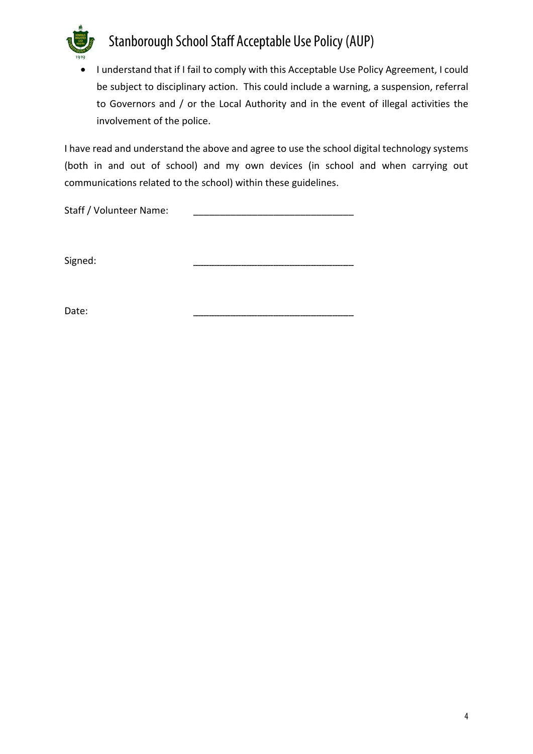- I understand that if I fail to comply with this Acceptable Use Policy Agreement, I could be subject to disciplinary action. This could include a warning, a suspension, referral to Governors and / or the Local Authority and in the event of illegal activities the involvement of the police.

I have read and understand the above and agree to use the school digital technology systems (both in and out of school) and my own devices (in school and when carrying out communications related to the school) within these guidelines.

Staff / Volunteer Name: _______________________________

Signed: _______________________________

Date: _______________________________